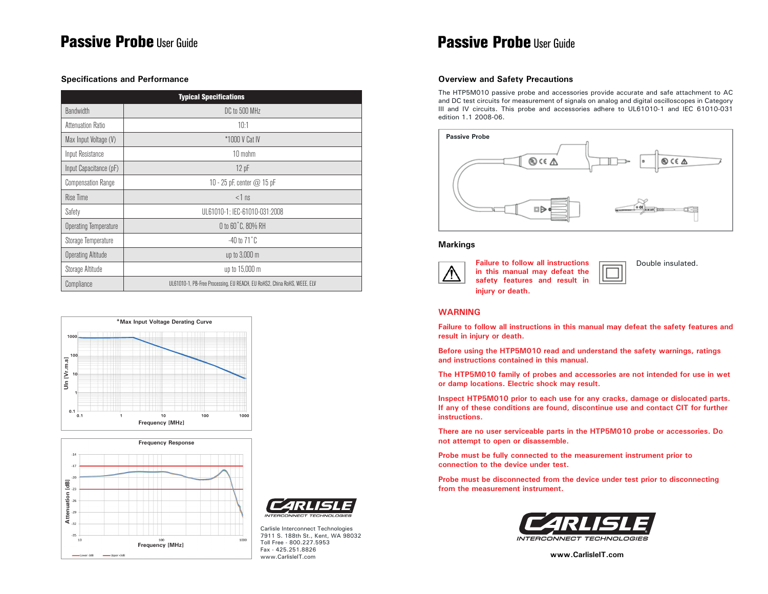# Passive Probe User Guide

## Specifications and Performance

| Typical Specifications | |
|---|---|
| Bandwidth | DC to 500 MHz |
| Attenuation Ratio | 10:1 |
| Max Input Voltage (V) | *1000 V Cat IV |
| Input Resistance | 10 mohm |
| Input Capacitance (pF) | 12 pF |
| Compensation Range | 10 - 25 pF, center @ 15 pF |
| Rise Time | <1 ns |
| Safety | UL61010-1; IEC-61010-031:2008 |
| Operating Temperature | 0 to 60˚C, 80% RH |
| Storage Temperature | -40 to 71˚C |
| Operating Altitude | up to 3,000 m |
| Storage Altitude | up to 15,000 m |
| Compliance | UL61010-1, PB-Free Processing, EU REACH, EU RoHS2, China RoHS, WEEE, ELV |

*Max Input Voltage Derating Curve

Frequency Response

Carlisle Interconnect Technologies
7911 S. 188th St., Kent, WA 98032
Toll Free - 800.227.5953
Fax - 425.251.8826
www.CarlisleIT.com

# Passive Probe User Guide

## Overview and Safety Precautions

The HTP5M010 passive probe and accessories provide accurate and safe attachment to AC and DC test circuits for measurement of signals on analog and digital oscilloscopes in Category III and IV circuits. This probe and accessories adhere to UL61010-1 and IEC 61010-031 edition 1.1 2008-06.

Passive Probe

## Markings

**Failure to follow all instructions in this manual may defeat the safety features and result in injury or death.**

Double insulated.

## WARNING

**Failure to follow all instructions in this manual may defeat the safety features and result in injury or death.**

**Before using the HTP5M010 read and understand the safety warnings, ratings and instructions contained in this manual.**

**The HTP5M010 family of probes and accessories are not intended for use in wet or damp locations. Electric shock may result.**

**Inspect HTP5M010 prior to each use for any cracks, damage or dislocated parts. If any of these conditions are found, discontinue use and contact CIT for further instructions.**

**There are no user serviceable parts in the HTP5M010 probe or accessories. Do not attempt to open or disassemble.**

**Probe must be fully connected to the measurement instrument prior to connection to the device under test.**

**Probe must be disconnected from the device under test prior to disconnecting from the measurement instrument.**

www.CarlisleIT.com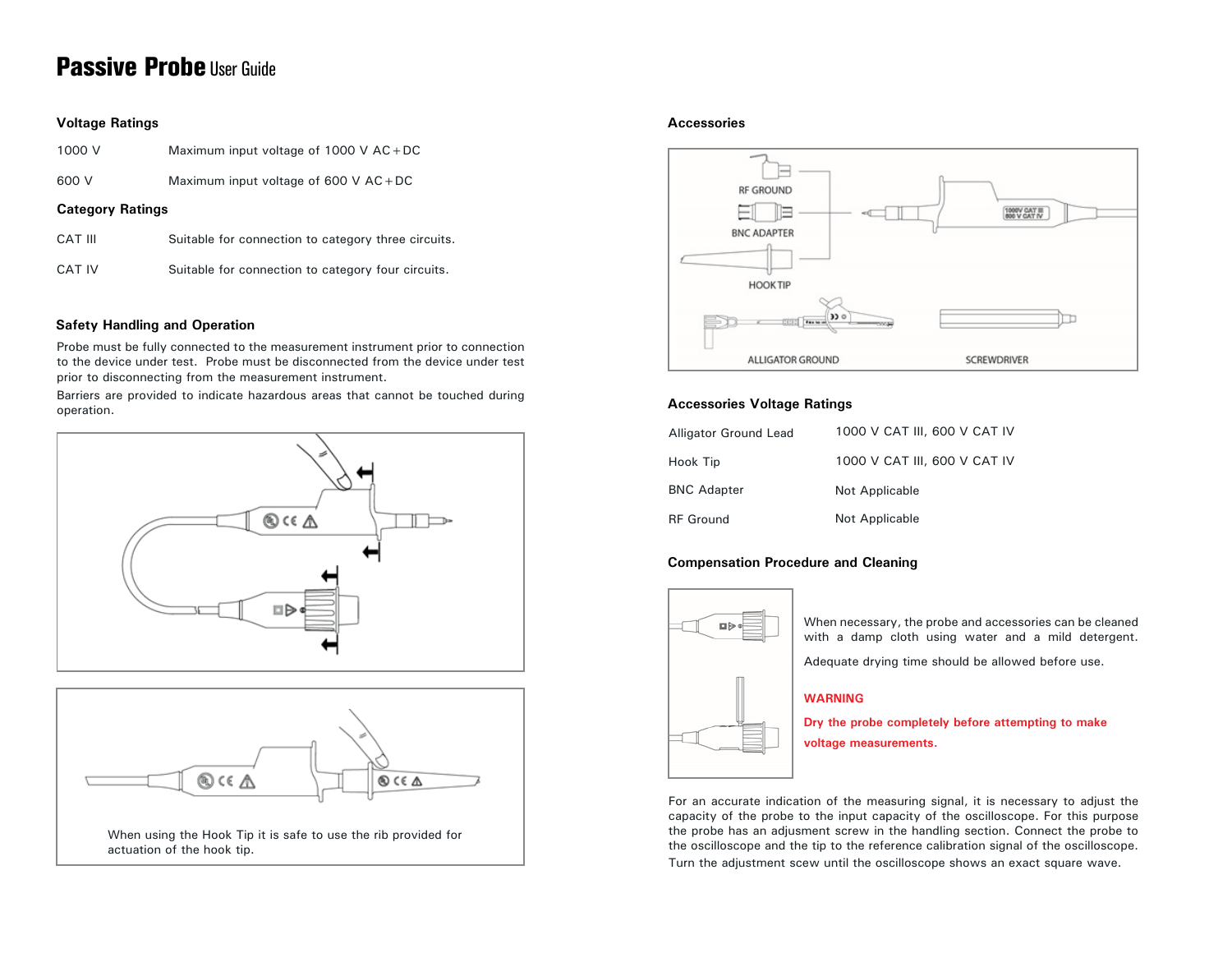# **Passive Probe** User Guide

## Voltage Ratings

| | |
|---|---|
| 1000 V | Maximum input voltage of 1000 V AC+DC |
| 600 V | Maximum input voltage of 600 V AC+DC |

## Category Ratings

| | |
|---|---|
| CAT III | Suitable for connection to category three circuits. |
| CAT IV | Suitable for connection to category four circuits. |

## Safety Handling and Operation

Probe must be fully connected to the measurement instrument prior to connection to the device under test. Probe must be disconnected from the device under test prior to disconnecting from the measurement instrument.

Barriers are provided to indicate hazardous areas that cannot be touched during operation.

When using the Hook Tip it is safe to use the rib provided for actuation of the hook tip.

## Accessories

RF GROUND

BNC ADAPTER

HOOK TIP

ALLIGATOR GROUND

SCREWDRIVER

## Accessories Voltage Ratings

| | |
|---|---|
| Alligator Ground Lead | 1000 V CAT III, 600 V CAT IV |
| Hook Tip | 1000 V CAT III, 600 V CAT IV |
| BNC Adapter | Not Applicable |
| RF Ground | Not Applicable |

## Compensation Procedure and Cleaning

When necessary, the probe and accessories can be cleaned with a damp cloth using water and a mild detergent.

Adequate drying time should be allowed before use.

**WARNING**

**Dry the probe completely before attempting to make voltage measurements.**

For an accurate indication of the measuring signal, it is necessary to adjust the capacity of the probe to the input capacity of the oscilloscope. For this purpose the probe has an adjustment screw in the handling section. Connect the probe to the oscilloscope and the tip to the reference calibration signal of the oscilloscope. Turn the adjustment scew until the oscilloscope shows an exact square wave.